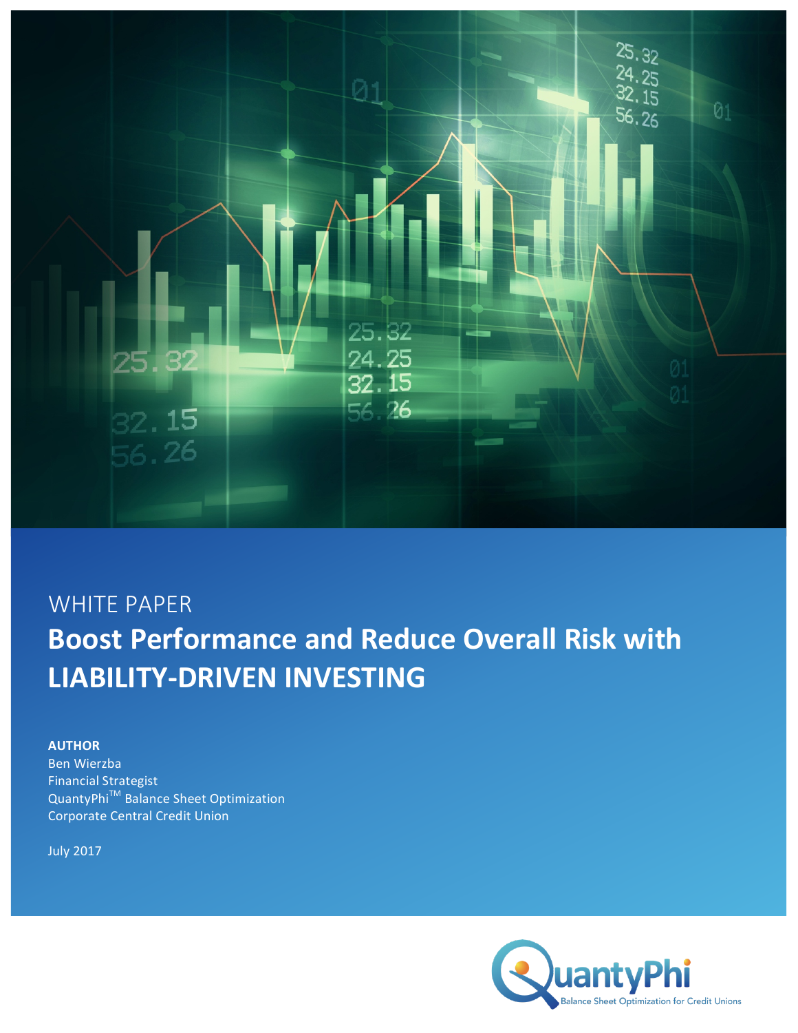WHITE PAPER

# Boost Performance and Reduce Overall Risk with LIABILITY-DRIVEN INVESTING

**AUTHOR**

Ben Wierzba
Financial Strategist
QuantyPhi™ Balance Sheet Optimization
Corporate Central Credit Union

July 2017

QuantyPhi
Balance Sheet Optimization for Credit Unions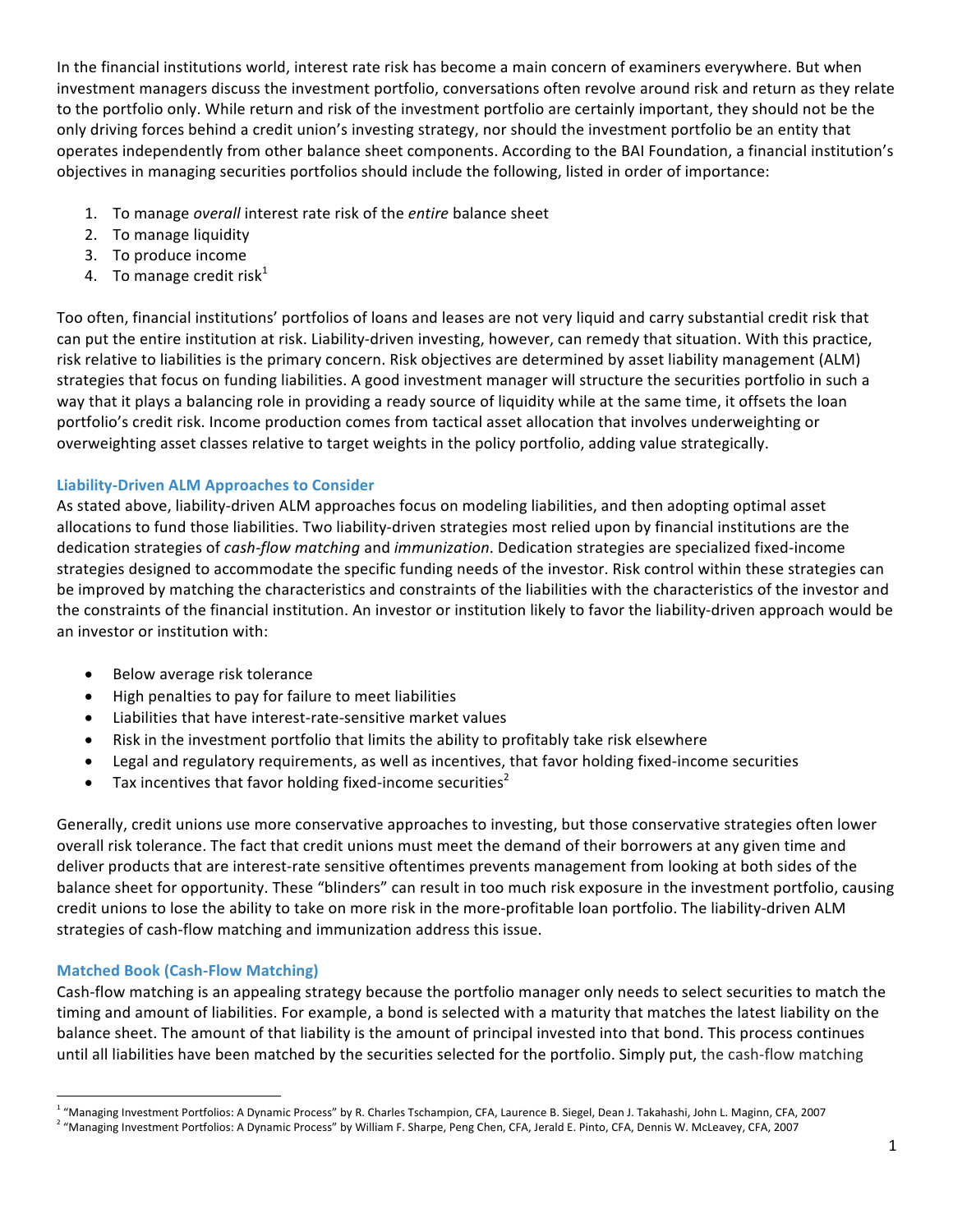In the financial institutions world, interest rate risk has become a main concern of examiners everywhere. But when investment managers discuss the investment portfolio, conversations often revolve around risk and return as they relate to the portfolio only. While return and risk of the investment portfolio are certainly important, they should not be the only driving forces behind a credit union's investing strategy, nor should the investment portfolio be an entity that operates independently from other balance sheet components. According to the BAI Foundation, a financial institution's objectives in managing securities portfolios should include the following, listed in order of importance:

1. To manage *overall* interest rate risk of the *entire* balance sheet
2. To manage liquidity
3. To produce income
4. To manage credit risk[1]

Too often, financial institutions' portfolios of loans and leases are not very liquid and carry substantial credit risk that can put the entire institution at risk. Liability-driven investing, however, can remedy that situation. With this practice, risk relative to liabilities is the primary concern. Risk objectives are determined by asset liability management (ALM) strategies that focus on funding liabilities. A good investment manager will structure the securities portfolio in such a way that it plays a balancing role in providing a ready source of liquidity while at the same time, it offsets the loan portfolio's credit risk. Income production comes from tactical asset allocation that involves underweighting or overweighting asset classes relative to target weights in the policy portfolio, adding value strategically.

### Liability-Driven ALM Approaches to Consider

As stated above, liability-driven ALM approaches focus on modeling liabilities, and then adopting optimal asset allocations to fund those liabilities. Two liability-driven strategies most relied upon by financial institutions are the dedication strategies of *cash-flow matching* and *immunization*. Dedication strategies are specialized fixed-income strategies designed to accommodate the specific funding needs of the investor. Risk control within these strategies can be improved by matching the characteristics and constraints of the liabilities with the characteristics of the investor and the constraints of the financial institution. An investor or institution likely to favor the liability-driven approach would be an investor or institution with:

- Below average risk tolerance
- High penalties to pay for failure to meet liabilities
- Liabilities that have interest-rate-sensitive market values
- Risk in the investment portfolio that limits the ability to profitably take risk elsewhere
- Legal and regulatory requirements, as well as incentives, that favor holding fixed-income securities
- Tax incentives that favor holding fixed-income securities[2]

Generally, credit unions use more conservative approaches to investing, but those conservative strategies often lower overall risk tolerance. The fact that credit unions must meet the demand of their borrowers at any given time and deliver products that are interest-rate sensitive oftentimes prevents management from looking at both sides of the balance sheet for opportunity. These "blinders" can result in too much risk exposure in the investment portfolio, causing credit unions to lose the ability to take on more risk in the more-profitable loan portfolio. The liability-driven ALM strategies of cash-flow matching and immunization address this issue.

### Matched Book (Cash-Flow Matching)

Cash-flow matching is an appealing strategy because the portfolio manager only needs to select securities to match the timing and amount of liabilities. For example, a bond is selected with a maturity that matches the latest liability on the balance sheet. The amount of that liability is the amount of principal invested into that bond. This process continues until all liabilities have been matched by the securities selected for the portfolio. Simply put, the cash-flow matching

---

[1] "Managing Investment Portfolios: A Dynamic Process" by R. Charles Tschampion, CFA, Laurence B. Siegel, Dean J. Takahashi, John L. Maginn, CFA, 2007

[2] "Managing Investment Portfolios: A Dynamic Process" by William F. Sharpe, Peng Chen, CFA, Jerald E. Pinto, CFA, Dennis W. McLeavey, CFA, 2007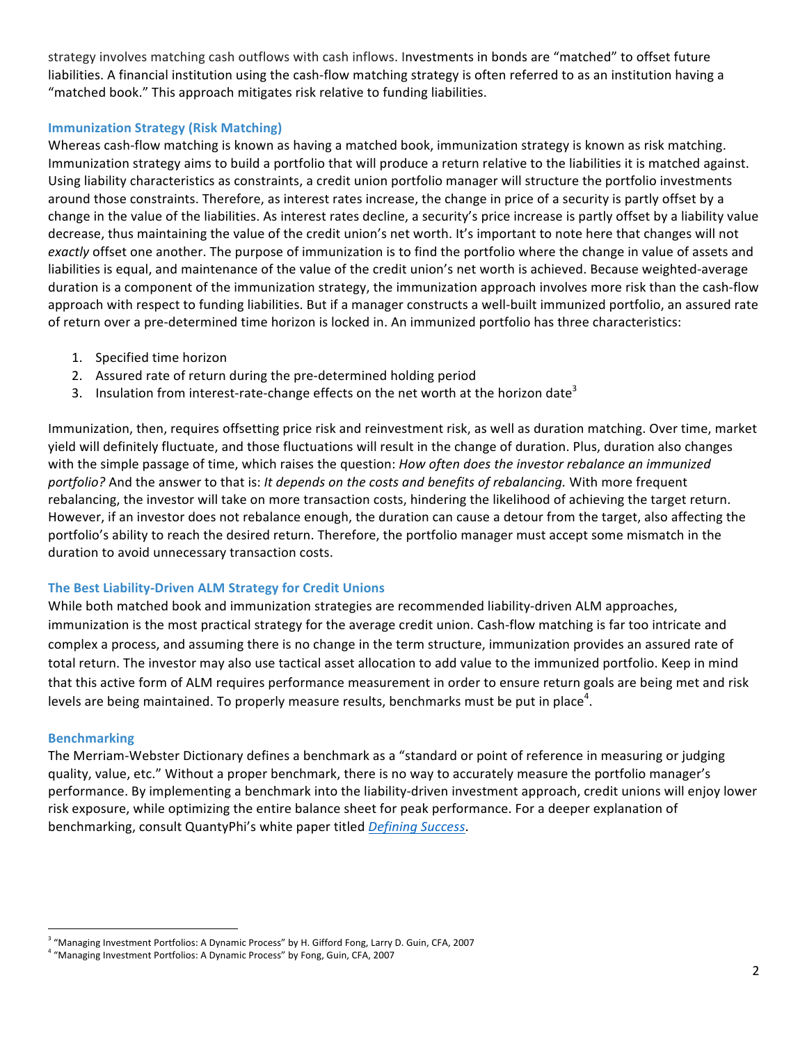strategy involves matching cash outflows with cash inflows. Investments in bonds are "matched" to offset future liabilities. A financial institution using the cash-flow matching strategy is often referred to as an institution having a "matched book." This approach mitigates risk relative to funding liabilities.

### Immunization Strategy (Risk Matching)

Whereas cash-flow matching is known as having a matched book, immunization strategy is known as risk matching. Immunization strategy aims to build a portfolio that will produce a return relative to the liabilities it is matched against. Using liability characteristics as constraints, a credit union portfolio manager will structure the portfolio investments around those constraints. Therefore, as interest rates increase, the change in price of a security is partly offset by a change in the value of the liabilities. As interest rates decline, a security's price increase is partly offset by a liability value decrease, thus maintaining the value of the credit union's net worth. It's important to note here that changes will not *exactly* offset one another. The purpose of immunization is to find the portfolio where the change in value of assets and liabilities is equal, and maintenance of the value of the credit union's net worth is achieved. Because weighted-average duration is a component of the immunization strategy, the immunization approach involves more risk than the cash-flow approach with respect to funding liabilities. But if a manager constructs a well-built immunized portfolio, an assured rate of return over a pre-determined time horizon is locked in. An immunized portfolio has three characteristics:

1. Specified time horizon
2. Assured rate of return during the pre-determined holding period
3. Insulation from interest-rate-change effects on the net worth at the horizon date[3]

Immunization, then, requires offsetting price risk and reinvestment risk, as well as duration matching. Over time, market yield will definitely fluctuate, and those fluctuations will result in the change of duration. Plus, duration also changes with the simple passage of time, which raises the question: *How often does the investor rebalance an immunized portfolio?* And the answer to that is: *It depends on the costs and benefits of rebalancing.* With more frequent rebalancing, the investor will take on more transaction costs, hindering the likelihood of achieving the target return. However, if an investor does not rebalance enough, the duration can cause a detour from the target, also affecting the portfolio's ability to reach the desired return. Therefore, the portfolio manager must accept some mismatch in the duration to avoid unnecessary transaction costs.

### The Best Liability-Driven ALM Strategy for Credit Unions

While both matched book and immunization strategies are recommended liability-driven ALM approaches, immunization is the most practical strategy for the average credit union. Cash-flow matching is far too intricate and complex a process, and assuming there is no change in the term structure, immunization provides an assured rate of total return. The investor may also use tactical asset allocation to add value to the immunized portfolio. Keep in mind that this active form of ALM requires performance measurement in order to ensure return goals are being met and risk levels are being maintained. To properly measure results, benchmarks must be put in place[4].

### Benchmarking

The Merriam-Webster Dictionary defines a benchmark as a "standard or point of reference in measuring or judging quality, value, etc." Without a proper benchmark, there is no way to accurately measure the portfolio manager's performance. By implementing a benchmark into the liability-driven investment approach, credit unions will enjoy lower risk exposure, while optimizing the entire balance sheet for peak performance. For a deeper explanation of benchmarking, consult QuantyPhi's white paper titled *Defining Success*.

---

[3] "Managing Investment Portfolios: A Dynamic Process" by H. Gifford Fong, Larry D. Guin, CFA, 2007

[4] "Managing Investment Portfolios: A Dynamic Process" by Fong, Guin, CFA, 2007